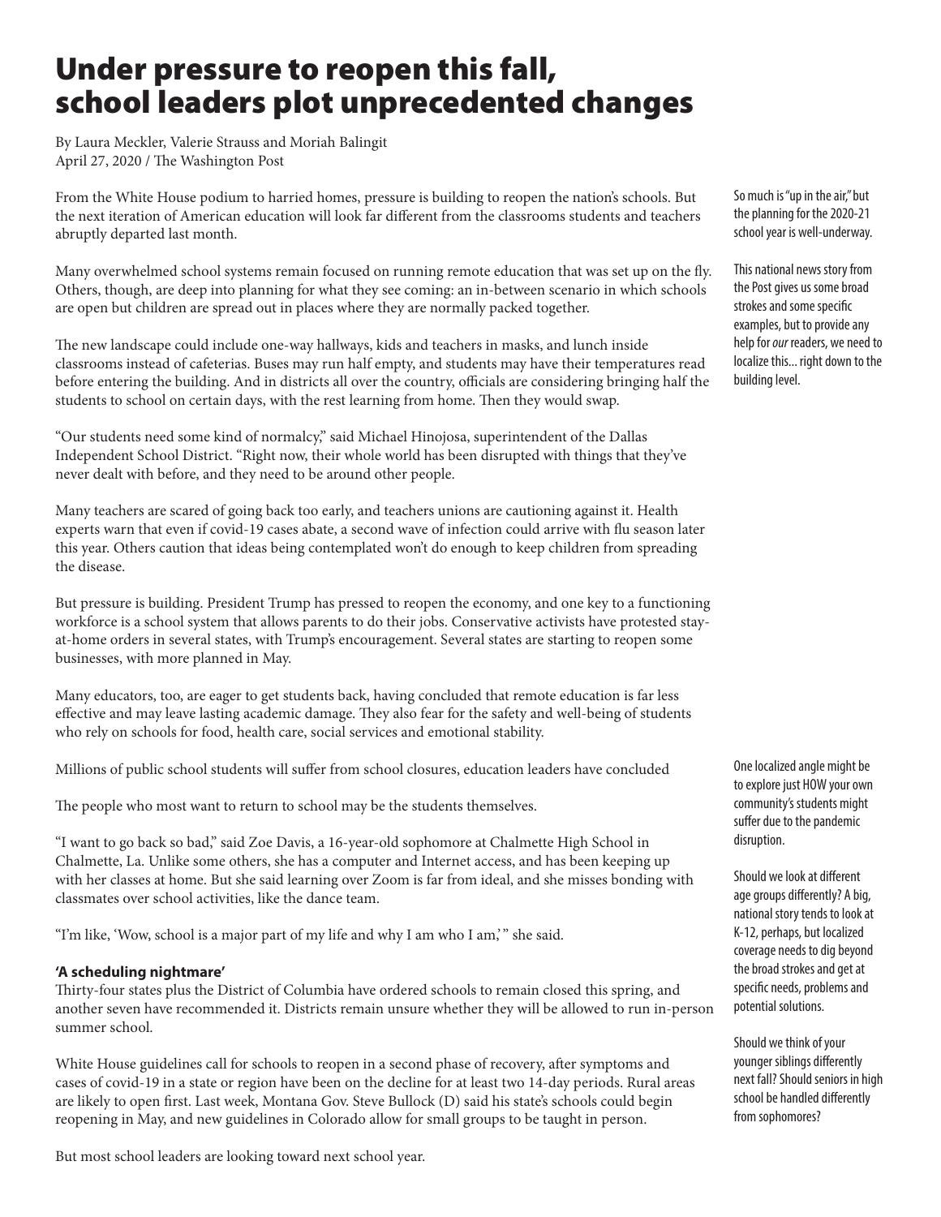# Under pressure to reopen this fall, school leaders plot unprecedented changes

By Laura Meckler, Valerie Strauss and Moriah Balingit
April 27, 2020 / The Washington Post

From the White House podium to harried homes, pressure is building to reopen the nation's schools. But the next iteration of American education will look far different from the classrooms students and teachers abruptly departed last month.

So much is "up in the air," but the planning for the 2020-21 school year is well-underway.

This national news story from the Post gives us some broad strokes and some specific examples, but to provide any help for *our* readers, we need to localize this... right down to the building level.

Many overwhelmed school systems remain focused on running remote education that was set up on the fly. Others, though, are deep into planning for what they see coming: an in-between scenario in which schools are open but children are spread out in places where they are normally packed together.

The new landscape could include one-way hallways, kids and teachers in masks, and lunch inside classrooms instead of cafeterias. Buses may run half empty, and students may have their temperatures read before entering the building. And in districts all over the country, officials are considering bringing half the students to school on certain days, with the rest learning from home. Then they would swap.

"Our students need some kind of normalcy," said Michael Hinojosa, superintendent of the Dallas Independent School District. "Right now, their whole world has been disrupted with things that they've never dealt with before, and they need to be around other people.

Many teachers are scared of going back too early, and teachers unions are cautioning against it. Health experts warn that even if covid-19 cases abate, a second wave of infection could arrive with flu season later this year. Others caution that ideas being contemplated won't do enough to keep children from spreading the disease.

But pressure is building. President Trump has pressed to reopen the economy, and one key to a functioning workforce is a school system that allows parents to do their jobs. Conservative activists have protested stay-at-home orders in several states, with Trump's encouragement. Several states are starting to reopen some businesses, with more planned in May.

Many educators, too, are eager to get students back, having concluded that remote education is far less effective and may leave lasting academic damage. They also fear for the safety and well-being of students who rely on schools for food, health care, social services and emotional stability.

Millions of public school students will suffer from school closures, education leaders have concluded

One localized angle might be to explore just HOW your own community's students might suffer due to the pandemic disruption.

Should we look at different age groups differently? A big, national story tends to look at K-12, perhaps, but localized coverage needs to dig beyond the broad strokes and get at specific needs, problems and potential solutions.

Should we think of your younger siblings differently next fall? Should seniors in high school be handled differently from sophomores?

The people who most want to return to school may be the students themselves.

"I want to go back so bad," said Zoe Davis, a 16-year-old sophomore at Chalmette High School in Chalmette, La. Unlike some others, she has a computer and Internet access, and has been keeping up with her classes at home. But she said learning over Zoom is far from ideal, and she misses bonding with classmates over school activities, like the dance team.

"I'm like, 'Wow, school is a major part of my life and why I am who I am,'" she said.

**'A scheduling nightmare'**

Thirty-four states plus the District of Columbia have ordered schools to remain closed this spring, and another seven have recommended it. Districts remain unsure whether they will be allowed to run in-person summer school.

White House guidelines call for schools to reopen in a second phase of recovery, after symptoms and cases of covid-19 in a state or region have been on the decline for at least two 14-day periods. Rural areas are likely to open first. Last week, Montana Gov. Steve Bullock (D) said his state's schools could begin reopening in May, and new guidelines in Colorado allow for small groups to be taught in person.

But most school leaders are looking toward next school year.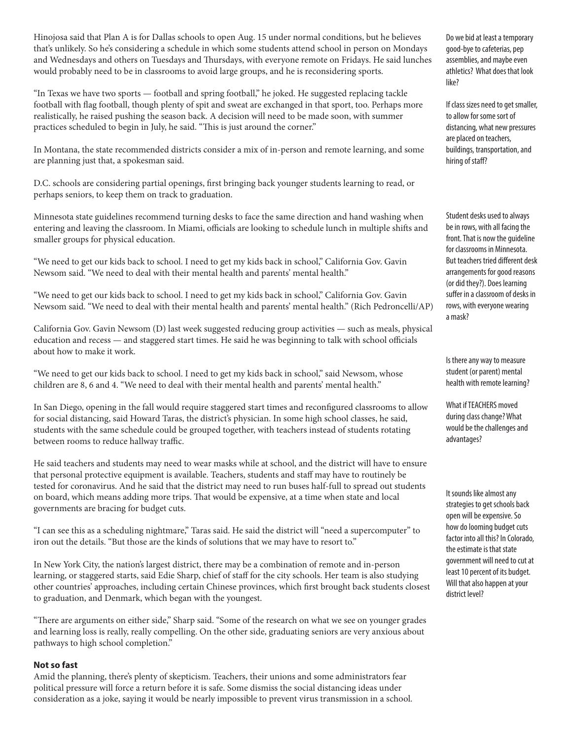Hinojosa said that Plan A is for Dallas schools to open Aug. 15 under normal conditions, but he believes that's unlikely. So he's considering a schedule in which some students attend school in person on Mondays and Wednesdays and others on Tuesdays and Thursdays, with everyone remote on Fridays. He said lunches would probably need to be in classrooms to avoid large groups, and he is reconsidering sports.

"In Texas we have two sports — football and spring football," he joked. He suggested replacing tackle football with flag football, though plenty of spit and sweat are exchanged in that sport, too. Perhaps more realistically, he raised pushing the season back. A decision will need to be made soon, with summer practices scheduled to begin in July, he said. "This is just around the corner."

In Montana, the state recommended districts consider a mix of in-person and remote learning, and some are planning just that, a spokesman said.

D.C. schools are considering partial openings, first bringing back younger students learning to read, or perhaps seniors, to keep them on track to graduation.

Minnesota state guidelines recommend turning desks to face the same direction and hand washing when entering and leaving the classroom. In Miami, officials are looking to schedule lunch in multiple shifts and smaller groups for physical education.

"We need to get our kids back to school. I need to get my kids back in school," California Gov. Gavin Newsom said. "We need to deal with their mental health and parents' mental health."

"We need to get our kids back to school. I need to get my kids back in school," California Gov. Gavin Newsom said. "We need to deal with their mental health and parents' mental health." (Rich Pedroncelli/AP)

California Gov. Gavin Newsom (D) last week suggested reducing group activities — such as meals, physical education and recess — and staggered start times. He said he was beginning to talk with school officials about how to make it work.

"We need to get our kids back to school. I need to get my kids back in school," said Newsom, whose children are 8, 6 and 4. "We need to deal with their mental health and parents' mental health."

In San Diego, opening in the fall would require staggered start times and reconfigured classrooms to allow for social distancing, said Howard Taras, the district's physician. In some high school classes, he said, students with the same schedule could be grouped together, with teachers instead of students rotating between rooms to reduce hallway traffic.

He said teachers and students may need to wear masks while at school, and the district will have to ensure that personal protective equipment is available. Teachers, students and staff may have to routinely be tested for coronavirus. And he said that the district may need to run buses half-full to spread out students on board, which means adding more trips. That would be expensive, at a time when state and local governments are bracing for budget cuts.

"I can see this as a scheduling nightmare," Taras said. He said the district will "need a supercomputer" to iron out the details. "But those are the kinds of solutions that we may have to resort to."

In New York City, the nation's largest district, there may be a combination of remote and in-person learning, or staggered starts, said Edie Sharp, chief of staff for the city schools. Her team is also studying other countries' approaches, including certain Chinese provinces, which first brought back students closest to graduation, and Denmark, which began with the youngest.

"There are arguments on either side," Sharp said. "Some of the research on what we see on younger grades and learning loss is really, really compelling. On the other side, graduating seniors are very anxious about pathways to high school completion."

**Not so fast**

Amid the planning, there's plenty of skepticism. Teachers, their unions and some administrators fear political pressure will force a return before it is safe. Some dismiss the social distancing ideas under consideration as a joke, saying it would be nearly impossible to prevent virus transmission in a school.

Do we bid at least a temporary good-bye to cafeterias, pep assemblies, and maybe even athletics? What does that look like?

If class sizes need to get smaller, to allow for some sort of distancing, what new pressures are placed on teachers, buildings, transportation, and hiring of staff?

Student desks used to always be in rows, with all facing the front. That is now the guideline for classrooms in Minnesota. But teachers tried different desk arrangements for good reasons (or did they?). Does learning suffer in a classroom of desks in rows, with everyone wearing a mask?

Is there any way to measure student (or parent) mental health with remote learning?

What if TEACHERS moved during class change? What would be the challenges and advantages?

It sounds like almost any strategies to get schools back open will be expensive. So how do looming budget cuts factor into all this? In Colorado, the estimate is that state government will need to cut at least 10 percent of its budget. Will that also happen at your district level?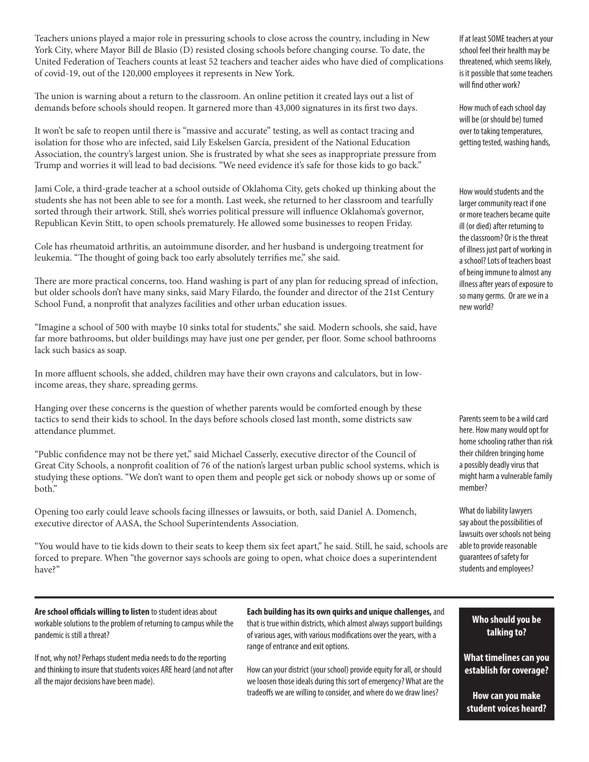Teachers unions played a major role in pressuring schools to close across the country, including in New York City, where Mayor Bill de Blasio (D) resisted closing schools before changing course. To date, the United Federation of Teachers counts at least 52 teachers and teacher aides who have died of complications of covid-19, out of the 120,000 employees it represents in New York.

The union is warning about a return to the classroom. An online petition it created lays out a list of demands before schools should reopen. It garnered more than 43,000 signatures in its first two days.

It won't be safe to reopen until there is "massive and accurate" testing, as well as contact tracing and isolation for those who are infected, said Lily Eskelsen García, president of the National Education Association, the country's largest union. She is frustrated by what she sees as inappropriate pressure from Trump and worries it will lead to bad decisions. "We need evidence it's safe for those kids to go back."

Jami Cole, a third-grade teacher at a school outside of Oklahoma City, gets choked up thinking about the students she has not been able to see for a month. Last week, she returned to her classroom and tearfully sorted through their artwork. Still, she's worries political pressure will influence Oklahoma's governor, Republican Kevin Stitt, to open schools prematurely. He allowed some businesses to reopen Friday.

Cole has rheumatoid arthritis, an autoimmune disorder, and her husband is undergoing treatment for leukemia. "The thought of going back too early absolutely terrifies me," she said.

There are more practical concerns, too. Hand washing is part of any plan for reducing spread of infection, but older schools don't have many sinks, said Mary Filardo, the founder and director of the 21st Century School Fund, a nonprofit that analyzes facilities and other urban education issues.

"Imagine a school of 500 with maybe 10 sinks total for students," she said. Modern schools, she said, have far more bathrooms, but older buildings may have just one per gender, per floor. Some school bathrooms lack such basics as soap.

In more affluent schools, she added, children may have their own crayons and calculators, but in low-income areas, they share, spreading germs.

Hanging over these concerns is the question of whether parents would be comforted enough by these tactics to send their kids to school. In the days before schools closed last month, some districts saw attendance plummet.

"Public confidence may not be there yet," said Michael Casserly, executive director of the Council of Great City Schools, a nonprofit coalition of 76 of the nation's largest urban public school systems, which is studying these options. "We don't want to open them and people get sick or nobody shows up or some of both."

Opening too early could leave schools facing illnesses or lawsuits, or both, said Daniel A. Domench, executive director of AASA, the School Superintendents Association.

"You would have to tie kids down to their seats to keep them six feet apart," he said. Still, he said, schools are forced to prepare. When "the governor says schools are going to open, what choice does a superintendent have?"

If at least SOME teachers at your school feel their health may be threatened, which seems likely, is it possible that some teachers will find other work?

How much of each school day will be (or should be) turned over to taking temperatures, getting tested, washing hands,

How would students and the larger community react if one or more teachers became quite ill (or died) after returning to the classroom? Or is the threat of illness just part of working in a school? Lots of teachers boast of being immune to almost any illness after years of exposure to so many germs. Or are we in a new world?

Parents seem to be a wild card here. How many would opt for home schooling rather than risk their children bringing home a possibly deadly virus that might harm a vulnerable family member?

What do liability lawyers say about the possibilities of lawsuits over schools not being able to provide reasonable guarantees of safety for students and employees?

---

**Are school officials willing to listen** to student ideas about workable solutions to the problem of returning to campus while the pandemic is still a threat?

If not, why not? Perhaps student media needs to do the reporting and thinking to insure that students voices ARE heard (and not after all the major decisions have been made).

**Each building has its own quirks and unique challenges,** and that is true within districts, which almost always support buildings of various ages, with various modifications over the years, with a range of entrance and exit options.

How can your district (your school) provide equity for all, or should we loosen those ideals during this sort of emergency? What are the tradeoffs we are willing to consider, and where do we draw lines?

**Who should you be talking to?**

**What timelines can you establish for coverage?**

**How can you make student voices heard?**